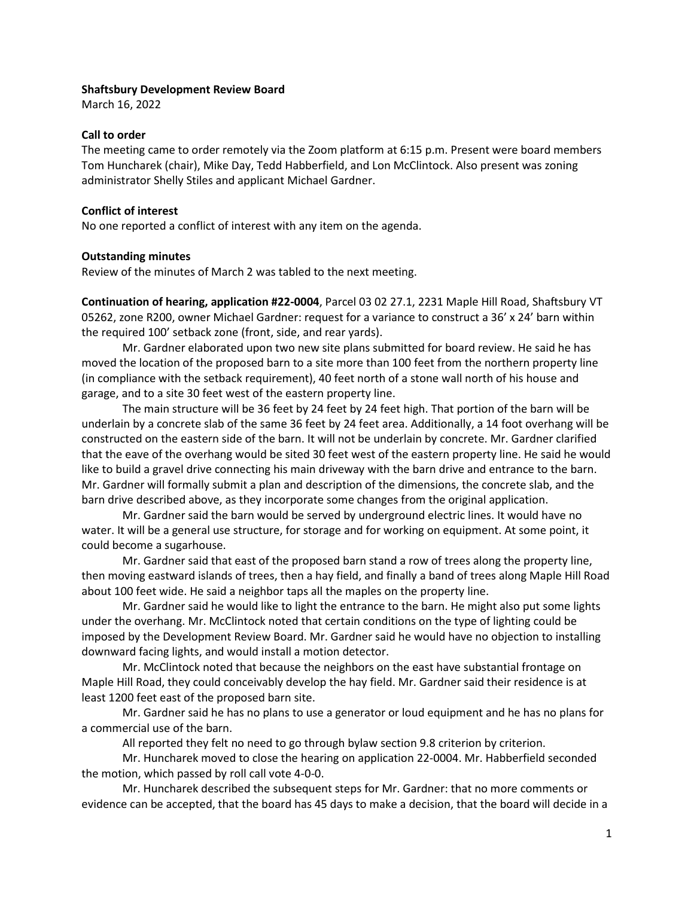**Shaftsbury Development Review Board**
March 16, 2022

**Call to order**
The meeting came to order remotely via the Zoom platform at 6:15 p.m. Present were board members Tom Huncharek (chair), Mike Day, Tedd Habberfield, and Lon McClintock. Also present was zoning administrator Shelly Stiles and applicant Michael Gardner.

**Conflict of interest**
No one reported a conflict of interest with any item on the agenda.

**Outstanding minutes**
Review of the minutes of March 2 was tabled to the next meeting.

**Continuation of hearing, application #22-0004**, Parcel 03 02 27.1, 2231 Maple Hill Road, Shaftsbury VT 05262, zone R200, owner Michael Gardner: request for a variance to construct a 36' x 24' barn within the required 100' setback zone (front, side, and rear yards).

Mr. Gardner elaborated upon two new site plans submitted for board review. He said he has moved the location of the proposed barn to a site more than 100 feet from the northern property line (in compliance with the setback requirement), 40 feet north of a stone wall north of his house and garage, and to a site 30 feet west of the eastern property line.

The main structure will be 36 feet by 24 feet by 24 feet high. That portion of the barn will be underlain by a concrete slab of the same 36 feet by 24 feet area. Additionally, a 14 foot overhang will be constructed on the eastern side of the barn. It will not be underlain by concrete. Mr. Gardner clarified that the eave of the overhang would be sited 30 feet west of the eastern property line. He said he would like to build a gravel drive connecting his main driveway with the barn drive and entrance to the barn. Mr. Gardner will formally submit a plan and description of the dimensions, the concrete slab, and the barn drive described above, as they incorporate some changes from the original application.

Mr. Gardner said the barn would be served by underground electric lines. It would have no water. It will be a general use structure, for storage and for working on equipment. At some point, it could become a sugarhouse.

Mr. Gardner said that east of the proposed barn stand a row of trees along the property line, then moving eastward islands of trees, then a hay field, and finally a band of trees along Maple Hill Road about 100 feet wide. He said a neighbor taps all the maples on the property line.

Mr. Gardner said he would like to light the entrance to the barn. He might also put some lights under the overhang. Mr. McClintock noted that certain conditions on the type of lighting could be imposed by the Development Review Board. Mr. Gardner said he would have no objection to installing downward facing lights, and would install a motion detector.

Mr. McClintock noted that because the neighbors on the east have substantial frontage on Maple Hill Road, they could conceivably develop the hay field. Mr. Gardner said their residence is at least 1200 feet east of the proposed barn site.

Mr. Gardner said he has no plans to use a generator or loud equipment and he has no plans for a commercial use of the barn.

All reported they felt no need to go through bylaw section 9.8 criterion by criterion.

Mr. Huncharek moved to close the hearing on application 22-0004. Mr. Habberfield seconded the motion, which passed by roll call vote 4-0-0.

Mr. Huncharek described the subsequent steps for Mr. Gardner: that no more comments or evidence can be accepted, that the board has 45 days to make a decision, that the board will decide in a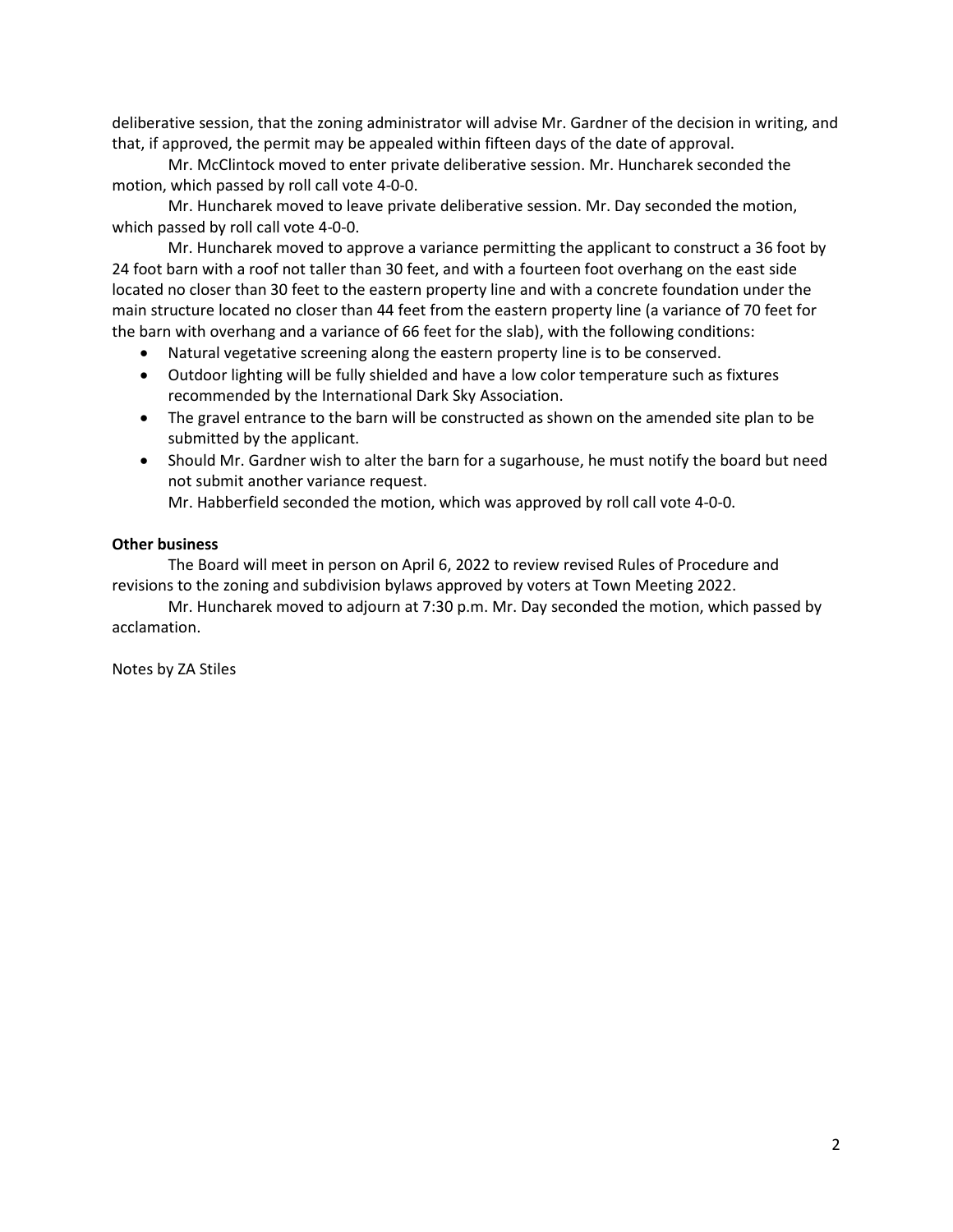deliberative session, that the zoning administrator will advise Mr. Gardner of the decision in writing, and that, if approved, the permit may be appealed within fifteen days of the date of approval.

Mr. McClintock moved to enter private deliberative session. Mr. Huncharek seconded the motion, which passed by roll call vote 4-0-0.

Mr. Huncharek moved to leave private deliberative session. Mr. Day seconded the motion, which passed by roll call vote 4-0-0.

Mr. Huncharek moved to approve a variance permitting the applicant to construct a 36 foot by 24 foot barn with a roof not taller than 30 feet, and with a fourteen foot overhang on the east side located no closer than 30 feet to the eastern property line and with a concrete foundation under the main structure located no closer than 44 feet from the eastern property line (a variance of 70 feet for the barn with overhang and a variance of 66 feet for the slab), with the following conditions:

- Natural vegetative screening along the eastern property line is to be conserved.
- Outdoor lighting will be fully shielded and have a low color temperature such as fixtures recommended by the International Dark Sky Association.
- The gravel entrance to the barn will be constructed as shown on the amended site plan to be submitted by the applicant.
- Should Mr. Gardner wish to alter the barn for a sugarhouse, he must notify the board but need not submit another variance request.

Mr. Habberfield seconded the motion, which was approved by roll call vote 4-0-0.

**Other business**

The Board will meet in person on April 6, 2022 to review revised Rules of Procedure and revisions to the zoning and subdivision bylaws approved by voters at Town Meeting 2022.

Mr. Huncharek moved to adjourn at 7:30 p.m. Mr. Day seconded the motion, which passed by acclamation.

Notes by ZA Stiles